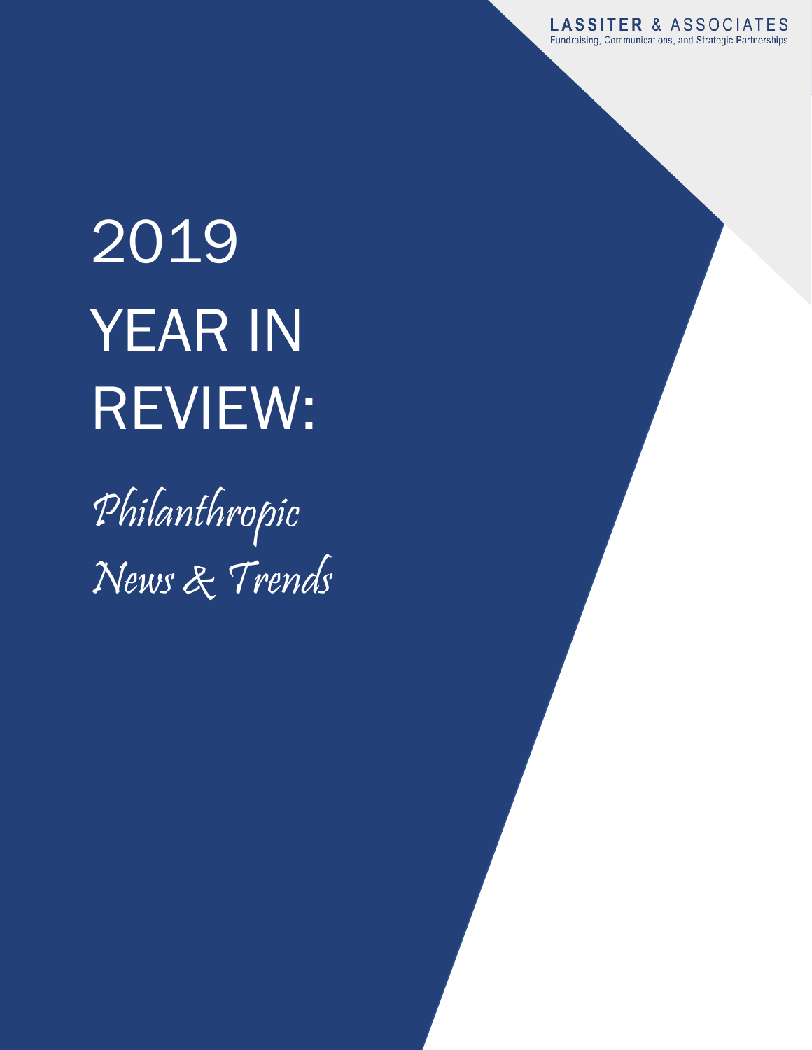**LASSITER** & ASSOCIATES
Fundraising, Communications, and Strategic Partnerships

# 2019 YEAR IN REVIEW:

*Philanthropic News & Trends*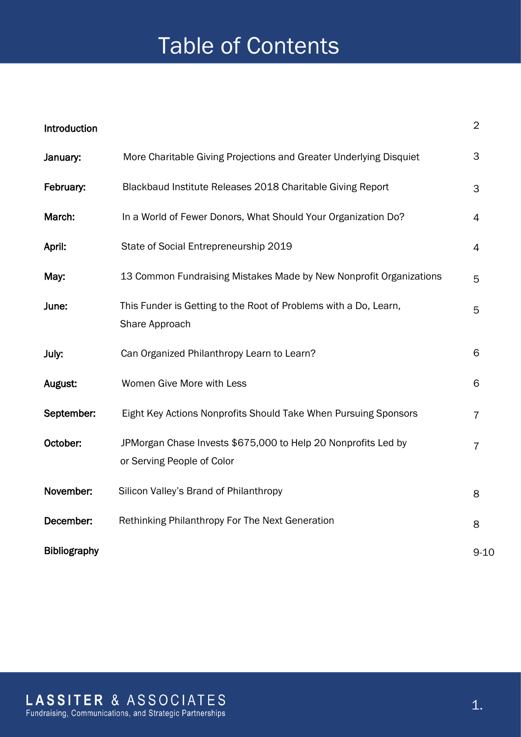# Table of Contents

| | | |
|---|---|---|
| **Introduction** | | 2 |
| **January:** | More Charitable Giving Projections and Greater Underlying Disquiet | 3 |
| **February:** | Blackbaud Institute Releases 2018 Charitable Giving Report | 3 |
| **March:** | In a World of Fewer Donors, What Should Your Organization Do? | 4 |
| **April:** | State of Social Entrepreneurship 2019 | 4 |
| **May:** | 13 Common Fundraising Mistakes Made by New Nonprofit Organizations | 5 |
| **June:** | This Funder is Getting to the Root of Problems with a Do, Learn, Share Approach | 5 |
| **July:** | Can Organized Philanthropy Learn to Learn? | 6 |
| **August:** | Women Give More with Less | 6 |
| **September:** | Eight Key Actions Nonprofits Should Take When Pursuing Sponsors | 7 |
| **October:** | JPMorgan Chase Invests $675,000 to Help 20 Nonprofits Led by or Serving People of Color | 7 |
| **November:** | Silicon Valley's Brand of Philanthropy | 8 |
| **December:** | Rethinking Philanthropy For The Next Generation | 8 |
| **Bibliography** | | 9-10 |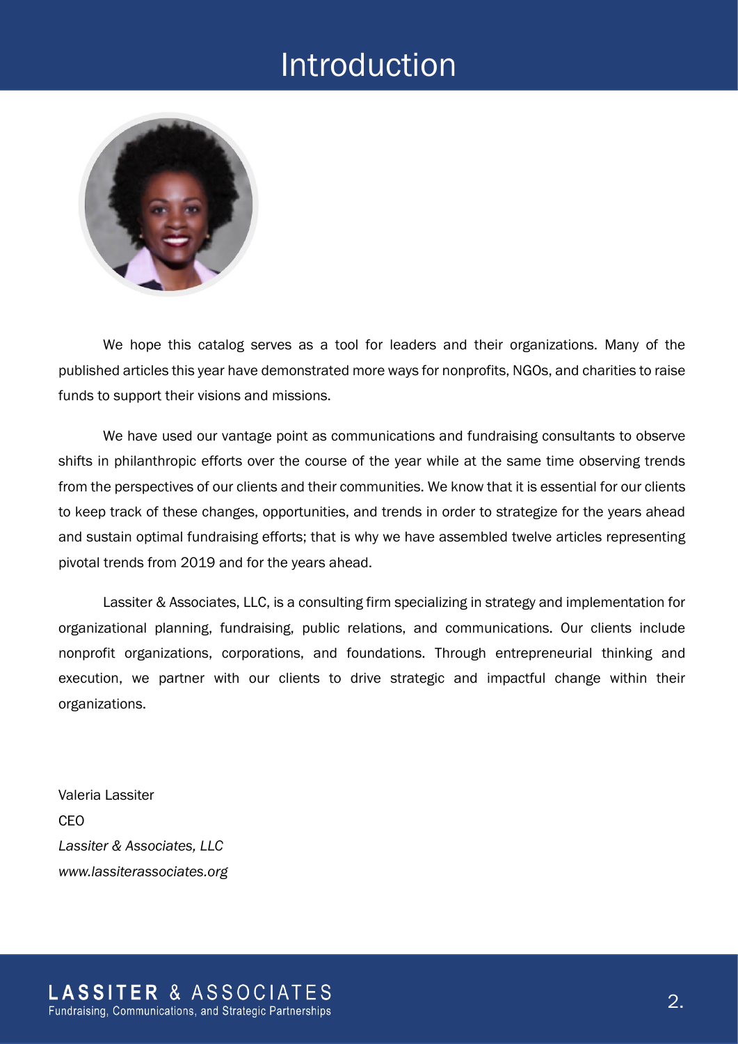# Introduction

We hope this catalog serves as a tool for leaders and their organizations. Many of the published articles this year have demonstrated more ways for nonprofits, NGOs, and charities to raise funds to support their visions and missions.

We have used our vantage point as communications and fundraising consultants to observe shifts in philanthropic efforts over the course of the year while at the same time observing trends from the perspectives of our clients and their communities. We know that it is essential for our clients to keep track of these changes, opportunities, and trends in order to strategize for the years ahead and sustain optimal fundraising efforts; that is why we have assembled twelve articles representing pivotal trends from 2019 and for the years ahead.

Lassiter & Associates, LLC, is a consulting firm specializing in strategy and implementation for organizational planning, fundraising, public relations, and communications. Our clients include nonprofit organizations, corporations, and foundations. Through entrepreneurial thinking and execution, we partner with our clients to drive strategic and impactful change within their organizations.

Valeria Lassiter
CEO
*Lassiter & Associates, LLC*
*www.lassiterassociates.org*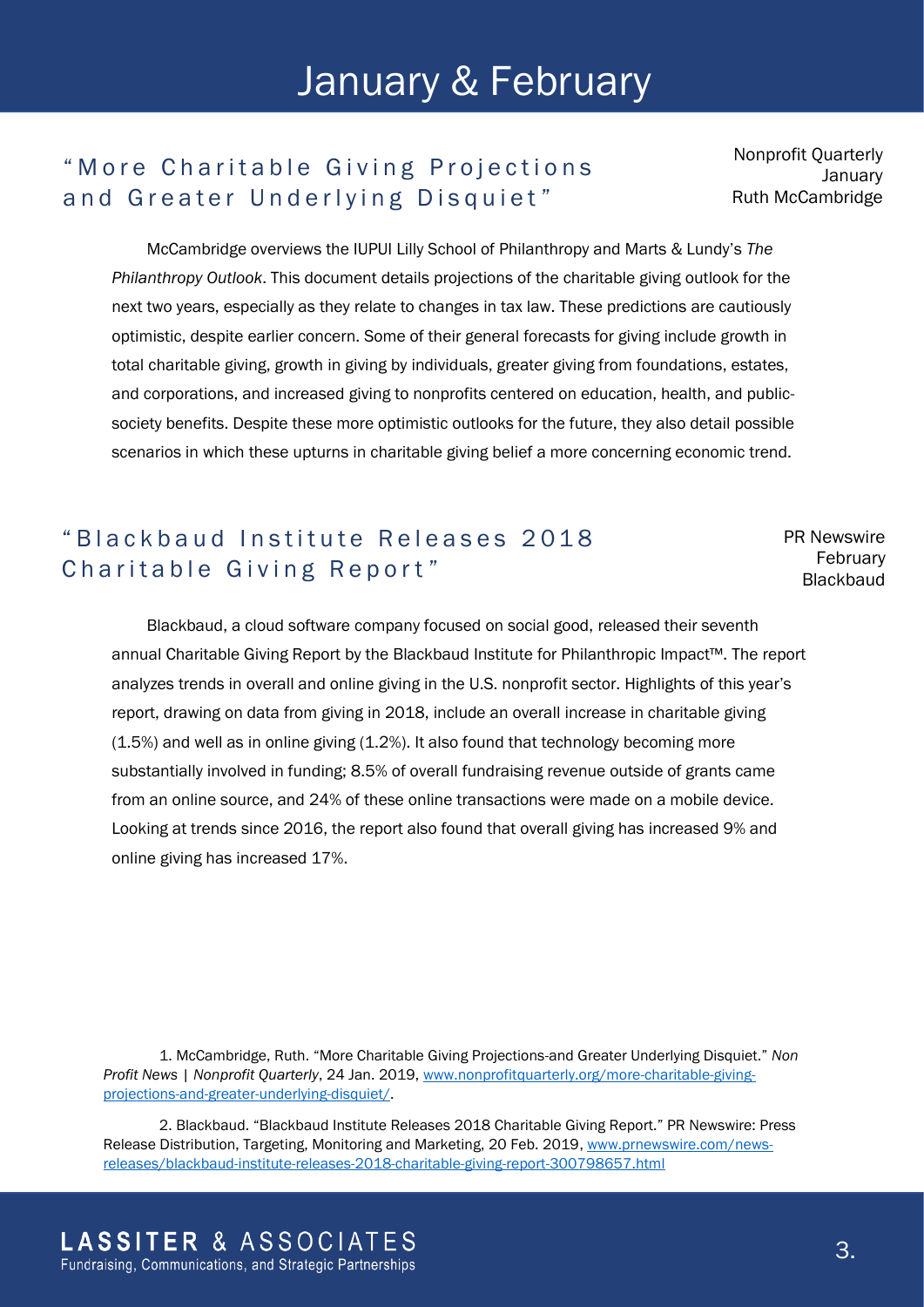# January & February

## "More Charitable Giving Projections and Greater Underlying Disquiet"

Nonprofit Quarterly
January
Ruth McCambridge

McCambridge overviews the IUPUI Lilly School of Philanthropy and Marts & Lundy's *The Philanthropy Outlook*. This document details projections of the charitable giving outlook for the next two years, especially as they relate to changes in tax law. These predictions are cautiously optimistic, despite earlier concern. Some of their general forecasts for giving include growth in total charitable giving, growth in giving by individuals, greater giving from foundations, estates, and corporations, and increased giving to nonprofits centered on education, health, and public-society benefits. Despite these more optimistic outlooks for the future, they also detail possible scenarios in which these upturns in charitable giving belief a more concerning economic trend.

## "Blackbaud Institute Releases 2018 Charitable Giving Report"

PR Newswire
February
Blackbaud

Blackbaud, a cloud software company focused on social good, released their seventh annual Charitable Giving Report by the Blackbaud Institute for Philanthropic Impact™. The report analyzes trends in overall and online giving in the U.S. nonprofit sector. Highlights of this year's report, drawing on data from giving in 2018, include an overall increase in charitable giving (1.5%) and well as in online giving (1.2%). It also found that technology becoming more substantially involved in funding; 8.5% of overall fundraising revenue outside of grants came from an online source, and 24% of these online transactions were made on a mobile device. Looking at trends since 2016, the report also found that overall giving has increased 9% and online giving has increased 17%.

1. McCambridge, Ruth. "More Charitable Giving Projections-and Greater Underlying Disquiet." *Non Profit News | Nonprofit Quarterly*, 24 Jan. 2019, www.nonprofitquarterly.org/more-charitable-giving-projections-and-greater-underlying-disquiet/.

2. Blackbaud. "Blackbaud Institute Releases 2018 Charitable Giving Report." PR Newswire: Press Release Distribution, Targeting, Monitoring and Marketing, 20 Feb. 2019, www.prnewswire.com/news-releases/blackbaud-institute-releases-2018-charitable-giving-report-300798657.html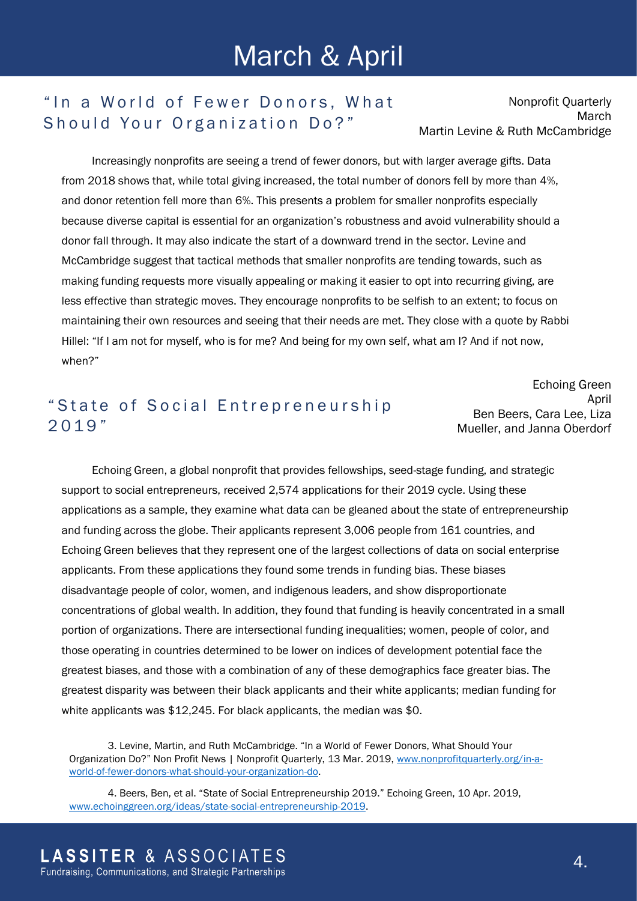# March & April

## "In a World of Fewer Donors, What Should Your Organization Do?"

Nonprofit Quarterly
March
Martin Levine & Ruth McCambridge

Increasingly nonprofits are seeing a trend of fewer donors, but with larger average gifts. Data from 2018 shows that, while total giving increased, the total number of donors fell by more than 4%, and donor retention fell more than 6%. This presents a problem for smaller nonprofits especially because diverse capital is essential for an organization's robustness and avoid vulnerability should a donor fall through. It may also indicate the start of a downward trend in the sector. Levine and McCambridge suggest that tactical methods that smaller nonprofits are tending towards, such as making funding requests more visually appealing or making it easier to opt into recurring giving, are less effective than strategic moves. They encourage nonprofits to be selfish to an extent; to focus on maintaining their own resources and seeing that their needs are met. They close with a quote by Rabbi Hillel: "If I am not for myself, who is for me? And being for my own self, what am I? And if not now, when?"

## "State of Social Entrepreneurship 2019"

Echoing Green
April
Ben Beers, Cara Lee, Liza Mueller, and Janna Oberdorf

Echoing Green, a global nonprofit that provides fellowships, seed-stage funding, and strategic support to social entrepreneurs, received 2,574 applications for their 2019 cycle. Using these applications as a sample, they examine what data can be gleaned about the state of entrepreneurship and funding across the globe. Their applicants represent 3,006 people from 161 countries, and Echoing Green believes that they represent one of the largest collections of data on social enterprise applicants. From these applications they found some trends in funding bias. These biases disadvantage people of color, women, and indigenous leaders, and show disproportionate concentrations of global wealth. In addition, they found that funding is heavily concentrated in a small portion of organizations. There are intersectional funding inequalities; women, people of color, and those operating in countries determined to be lower on indices of development potential face the greatest biases, and those with a combination of any of these demographics face greater bias. The greatest disparity was between their black applicants and their white applicants; median funding for white applicants was $12,245. For black applicants, the median was $0.

3. Levine, Martin, and Ruth McCambridge. "In a World of Fewer Donors, What Should Your Organization Do?" Non Profit News | Nonprofit Quarterly, 13 Mar. 2019, [www.nonprofitquarterly.org/in-a-world-of-fewer-donors-what-should-your-organization-do](www.nonprofitquarterly.org/in-a-world-of-fewer-donors-what-should-your-organization-do).

4. Beers, Ben, et al. "State of Social Entrepreneurship 2019." Echoing Green, 10 Apr. 2019, [www.echoinggreen.org/ideas/state-social-entrepreneurship-2019](www.echoinggreen.org/ideas/state-social-entrepreneurship-2019).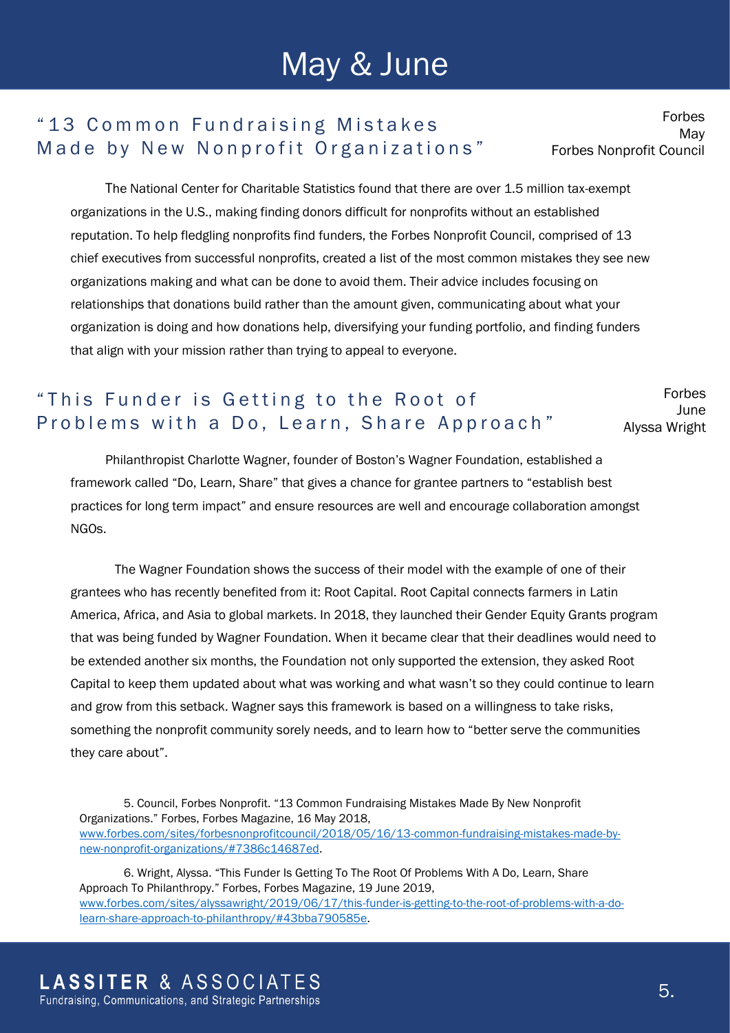# May & June

## "13 Common Fundraising Mistakes Made by New Nonprofit Organizations"

Forbes
May
Forbes Nonprofit Council

The National Center for Charitable Statistics found that there are over 1.5 million tax-exempt organizations in the U.S., making finding donors difficult for nonprofits without an established reputation. To help fledgling nonprofits find funders, the Forbes Nonprofit Council, comprised of 13 chief executives from successful nonprofits, created a list of the most common mistakes they see new organizations making and what can be done to avoid them. Their advice includes focusing on relationships that donations build rather than the amount given, communicating about what your organization is doing and how donations help, diversifying your funding portfolio, and finding funders that align with your mission rather than trying to appeal to everyone.

## "This Funder is Getting to the Root of Problems with a Do, Learn, Share Approach"

Forbes
June
Alyssa Wright

Philanthropist Charlotte Wagner, founder of Boston's Wagner Foundation, established a framework called "Do, Learn, Share" that gives a chance for grantee partners to "establish best practices for long term impact" and ensure resources are well and encourage collaboration amongst NGOs.

The Wagner Foundation shows the success of their model with the example of one of their grantees who has recently benefited from it: Root Capital. Root Capital connects farmers in Latin America, Africa, and Asia to global markets. In 2018, they launched their Gender Equity Grants program that was being funded by Wagner Foundation. When it became clear that their deadlines would need to be extended another six months, the Foundation not only supported the extension, they asked Root Capital to keep them updated about what was working and what wasn't so they could continue to learn and grow from this setback. Wagner says this framework is based on a willingness to take risks, something the nonprofit community sorely needs, and to learn how to "better serve the communities they care about".

5. Council, Forbes Nonprofit. "13 Common Fundraising Mistakes Made By New Nonprofit Organizations." Forbes, Forbes Magazine, 16 May 2018, www.forbes.com/sites/forbesnonprofitcouncil/2018/05/16/13-common-fundraising-mistakes-made-by-new-nonprofit-organizations/#7386c14687ed.

6. Wright, Alyssa. "This Funder Is Getting To The Root Of Problems With A Do, Learn, Share Approach To Philanthropy." Forbes, Forbes Magazine, 19 June 2019, www.forbes.com/sites/alyssawright/2019/06/17/this-funder-is-getting-to-the-root-of-problems-with-a-do-learn-share-approach-to-philanthropy/#43bba790585e.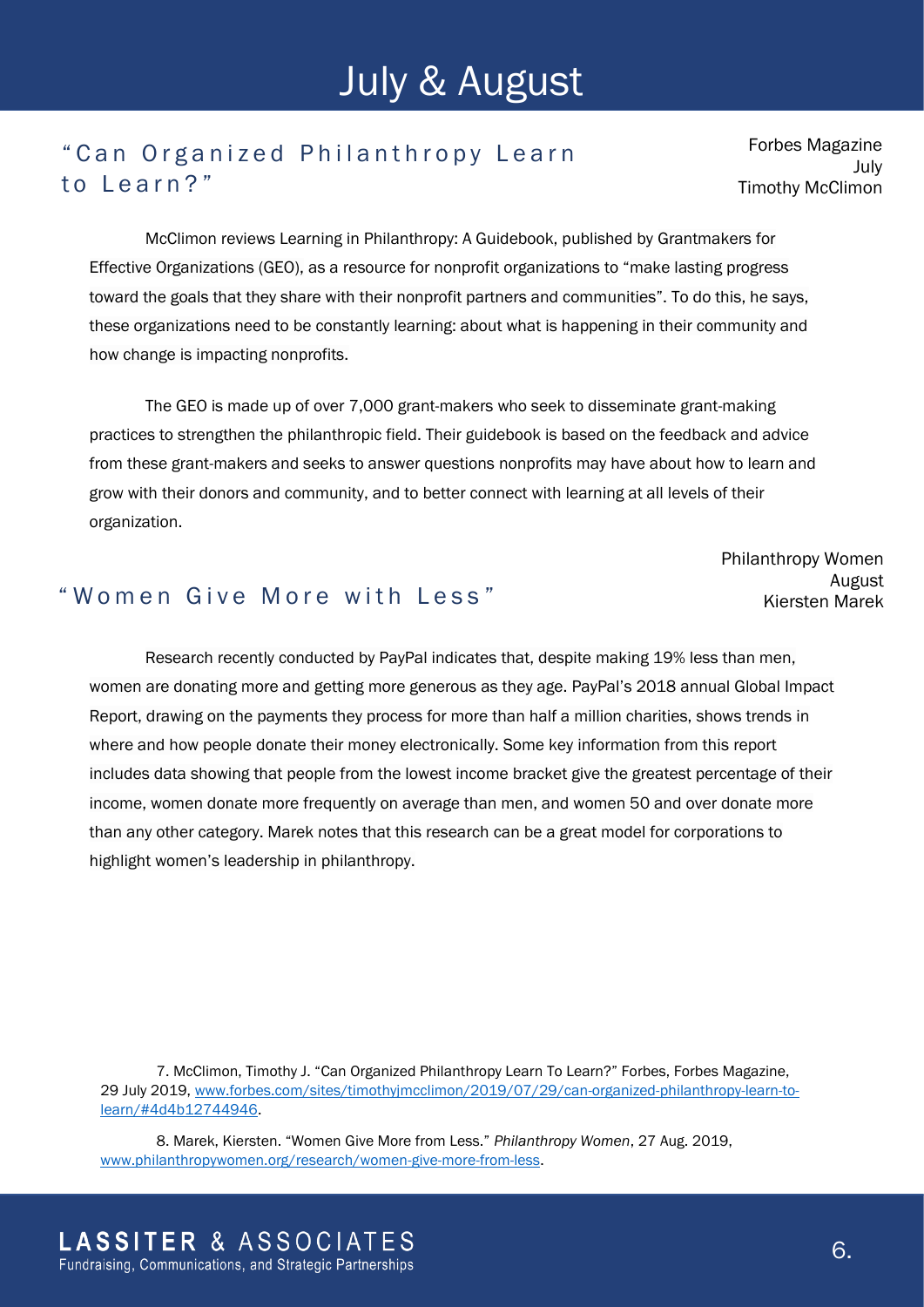# July & August

## "Can Organized Philanthropy Learn to Learn?"

Forbes Magazine
July
Timothy McClimon

McClimon reviews Learning in Philanthropy: A Guidebook, published by Grantmakers for Effective Organizations (GEO), as a resource for nonprofit organizations to "make lasting progress toward the goals that they share with their nonprofit partners and communities". To do this, he says, these organizations need to be constantly learning: about what is happening in their community and how change is impacting nonprofits.

The GEO is made up of over 7,000 grant-makers who seek to disseminate grant-making practices to strengthen the philanthropic field. Their guidebook is based on the feedback and advice from these grant-makers and seeks to answer questions nonprofits may have about how to learn and grow with their donors and community, and to better connect with learning at all levels of their organization.

## "Women Give More with Less"

Philanthropy Women
August
Kiersten Marek

Research recently conducted by PayPal indicates that, despite making 19% less than men, women are donating more and getting more generous as they age. PayPal's 2018 annual Global Impact Report, drawing on the payments they process for more than half a million charities, shows trends in where and how people donate their money electronically. Some key information from this report includes data showing that people from the lowest income bracket give the greatest percentage of their income, women donate more frequently on average than men, and women 50 and over donate more than any other category. Marek notes that this research can be a great model for corporations to highlight women's leadership in philanthropy.

7. McClimon, Timothy J. "Can Organized Philanthropy Learn To Learn?" Forbes, Forbes Magazine, 29 July 2019, [www.forbes.com/sites/timothyjmcclimon/2019/07/29/can-organized-philanthropy-learn-to-learn/#4d4b12744946](www.forbes.com/sites/timothyjmcclimon/2019/07/29/can-organized-philanthropy-learn-to-learn/#4d4b12744946).

8. Marek, Kiersten. "Women Give More from Less." *Philanthropy Women*, 27 Aug. 2019, [www.philanthropywomen.org/research/women-give-more-from-less](www.philanthropywomen.org/research/women-give-more-from-less).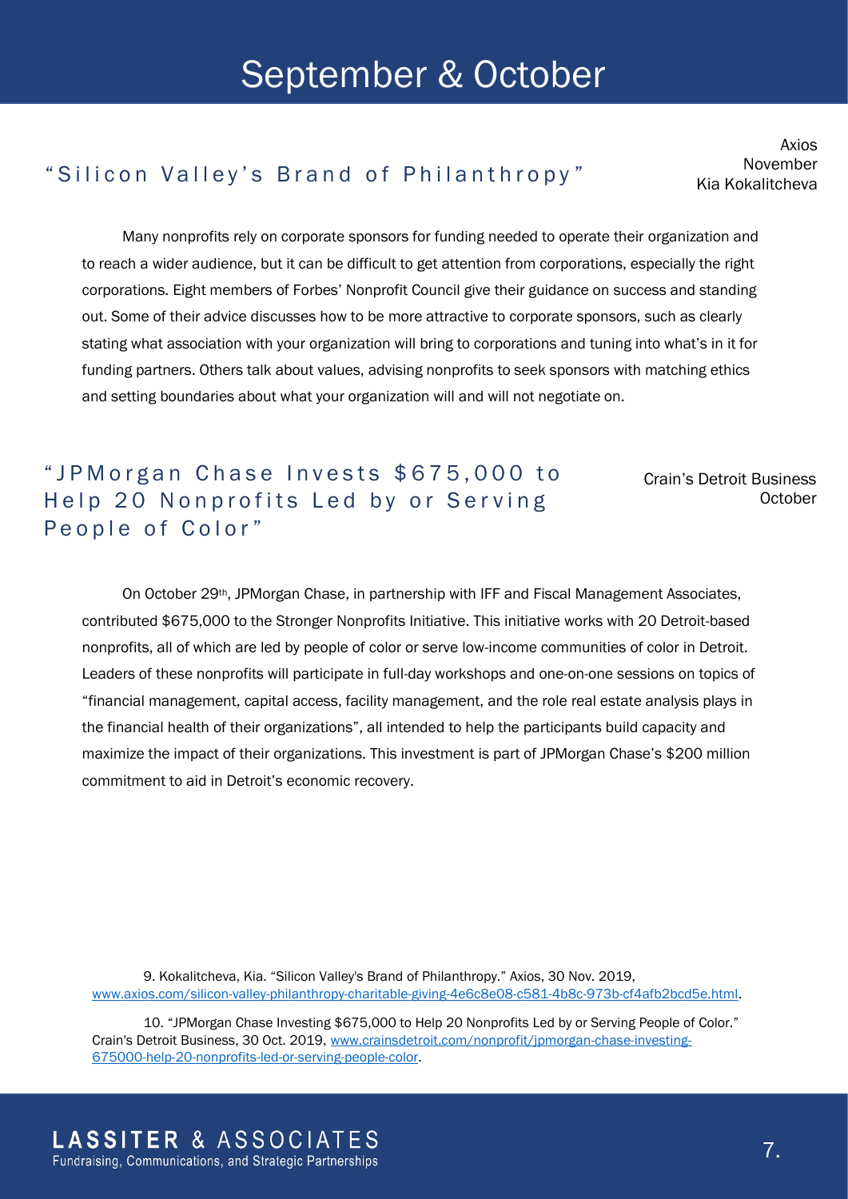# September & October

## "Silicon Valley's Brand of Philanthropy"

Axios
November
Kia Kokalitcheva

Many nonprofits rely on corporate sponsors for funding needed to operate their organization and to reach a wider audience, but it can be difficult to get attention from corporations, especially the right corporations. Eight members of Forbes' Nonprofit Council give their guidance on success and standing out. Some of their advice discusses how to be more attractive to corporate sponsors, such as clearly stating what association with your organization will bring to corporations and tuning into what's in it for funding partners. Others talk about values, advising nonprofits to seek sponsors with matching ethics and setting boundaries about what your organization will and will not negotiate on.

## "JPMorgan Chase Invests $675,000 to Help 20 Nonprofits Led by or Serving People of Color"

Crain's Detroit Business
October

On October 29th, JPMorgan Chase, in partnership with IFF and Fiscal Management Associates, contributed $675,000 to the Stronger Nonprofits Initiative. This initiative works with 20 Detroit-based nonprofits, all of which are led by people of color or serve low-income communities of color in Detroit. Leaders of these nonprofits will participate in full-day workshops and one-on-one sessions on topics of "financial management, capital access, facility management, and the role real estate analysis plays in the financial health of their organizations", all intended to help the participants build capacity and maximize the impact of their organizations. This investment is part of JPMorgan Chase's $200 million commitment to aid in Detroit's economic recovery.

9. Kokalitcheva, Kia. "Silicon Valley's Brand of Philanthropy." Axios, 30 Nov. 2019, www.axios.com/silicon-valley-philanthropy-charitable-giving-4e6c8e08-c581-4b8c-973b-cf4afb2bcd5e.html.

10. "JPMorgan Chase Investing $675,000 to Help 20 Nonprofits Led by or Serving People of Color." Crain's Detroit Business, 30 Oct. 2019, www.crainsdetroit.com/nonprofit/jpmorgan-chase-investing-675000-help-20-nonprofits-led-or-serving-people-color.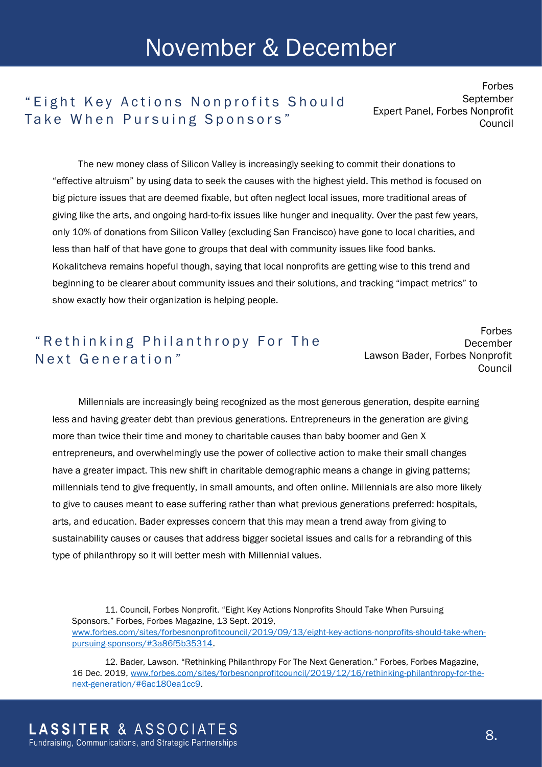# November & December

## "Eight Key Actions Nonprofits Should Take When Pursuing Sponsors"

Forbes
September
Expert Panel, Forbes Nonprofit Council

The new money class of Silicon Valley is increasingly seeking to commit their donations to "effective altruism" by using data to seek the causes with the highest yield. This method is focused on big picture issues that are deemed fixable, but often neglect local issues, more traditional areas of giving like the arts, and ongoing hard-to-fix issues like hunger and inequality. Over the past few years, only 10% of donations from Silicon Valley (excluding San Francisco) have gone to local charities, and less than half of that have gone to groups that deal with community issues like food banks. Kokalitcheva remains hopeful though, saying that local nonprofits are getting wise to this trend and beginning to be clearer about community issues and their solutions, and tracking "impact metrics" to show exactly how their organization is helping people.

## "Rethinking Philanthropy For The Next Generation"

Forbes
December
Lawson Bader, Forbes Nonprofit Council

Millennials are increasingly being recognized as the most generous generation, despite earning less and having greater debt than previous generations. Entrepreneurs in the generation are giving more than twice their time and money to charitable causes than baby boomer and Gen X entrepreneurs, and overwhelmingly use the power of collective action to make their small changes have a greater impact. This new shift in charitable demographic means a change in giving patterns; millennials tend to give frequently, in small amounts, and often online. Millennials are also more likely to give to causes meant to ease suffering rather than what previous generations preferred: hospitals, arts, and education. Bader expresses concern that this may mean a trend away from giving to sustainability causes or causes that address bigger societal issues and calls for a rebranding of this type of philanthropy so it will better mesh with Millennial values.

11. Council, Forbes Nonprofit. "Eight Key Actions Nonprofits Should Take When Pursuing Sponsors." Forbes, Forbes Magazine, 13 Sept. 2019, www.forbes.com/sites/forbesnonprofitcouncil/2019/09/13/eight-key-actions-nonprofits-should-take-when-pursuing-sponsors/#3a86f5b35314.

12. Bader, Lawson. "Rethinking Philanthropy For The Next Generation." Forbes, Forbes Magazine, 16 Dec. 2019, www.forbes.com/sites/forbesnonprofitcouncil/2019/12/16/rethinking-philanthropy-for-the-next-generation/#6ac180ea1cc9.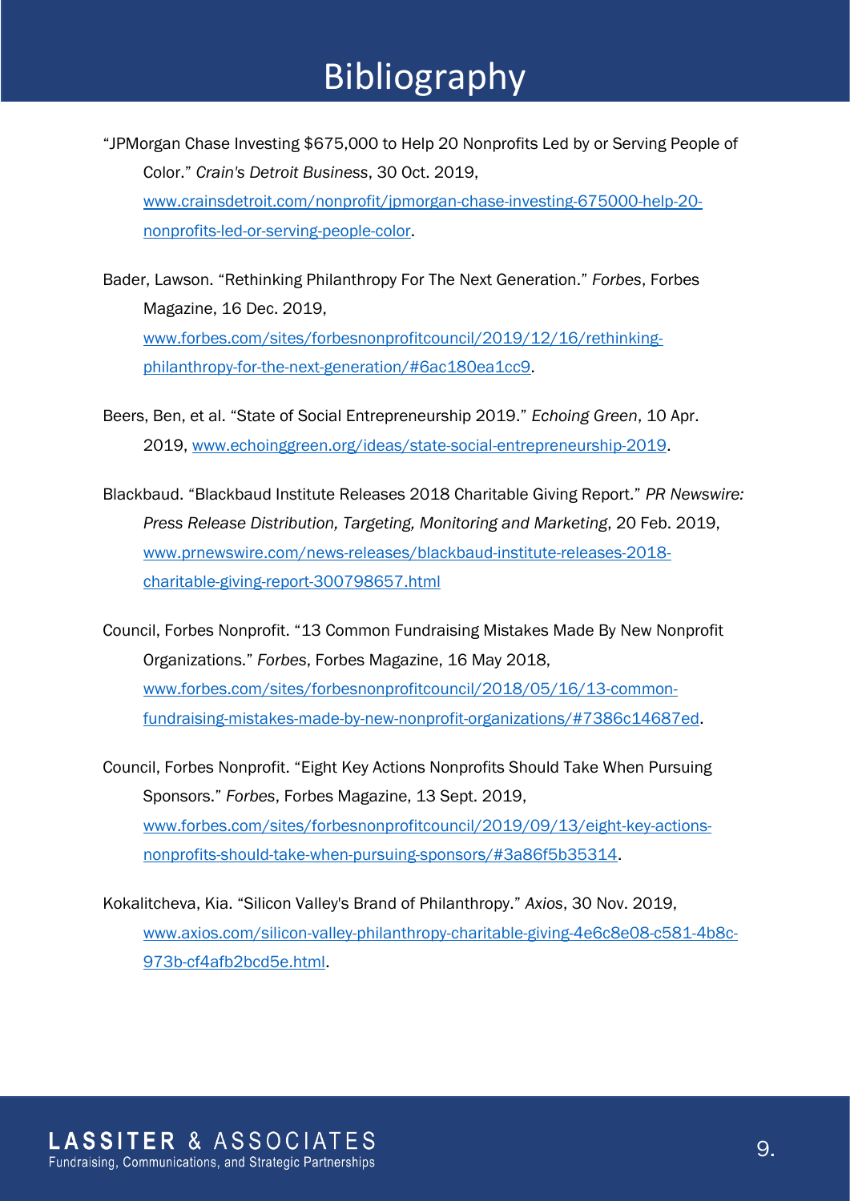# Bibliography

"JPMorgan Chase Investing $675,000 to Help 20 Nonprofits Led by or Serving People of Color." *Crain's Detroit Business*, 30 Oct. 2019, www.crainsdetroit.com/nonprofit/jpmorgan-chase-investing-675000-help-20-nonprofits-led-or-serving-people-color.

Bader, Lawson. "Rethinking Philanthropy For The Next Generation." *Forbes*, Forbes Magazine, 16 Dec. 2019, www.forbes.com/sites/forbesnonprofitcouncil/2019/12/16/rethinking-philanthropy-for-the-next-generation/#6ac180ea1cc9.

Beers, Ben, et al. "State of Social Entrepreneurship 2019." *Echoing Green*, 10 Apr. 2019, www.echoinggreen.org/ideas/state-social-entrepreneurship-2019.

Blackbaud. "Blackbaud Institute Releases 2018 Charitable Giving Report." *PR Newswire: Press Release Distribution, Targeting, Monitoring and Marketing*, 20 Feb. 2019, www.prnewswire.com/news-releases/blackbaud-institute-releases-2018-charitable-giving-report-300798657.html

Council, Forbes Nonprofit. "13 Common Fundraising Mistakes Made By New Nonprofit Organizations." *Forbes*, Forbes Magazine, 16 May 2018, www.forbes.com/sites/forbesnonprofitcouncil/2018/05/16/13-common-fundraising-mistakes-made-by-new-nonprofit-organizations/#7386c14687ed.

Council, Forbes Nonprofit. "Eight Key Actions Nonprofits Should Take When Pursuing Sponsors." *Forbes*, Forbes Magazine, 13 Sept. 2019, www.forbes.com/sites/forbesnonprofitcouncil/2019/09/13/eight-key-actions-nonprofits-should-take-when-pursuing-sponsors/#3a86f5b35314.

Kokalitcheva, Kia. "Silicon Valley's Brand of Philanthropy." *Axios*, 30 Nov. 2019, www.axios.com/silicon-valley-philanthropy-charitable-giving-4e6c8e08-c581-4b8c-973b-cf4afb2bcd5e.html.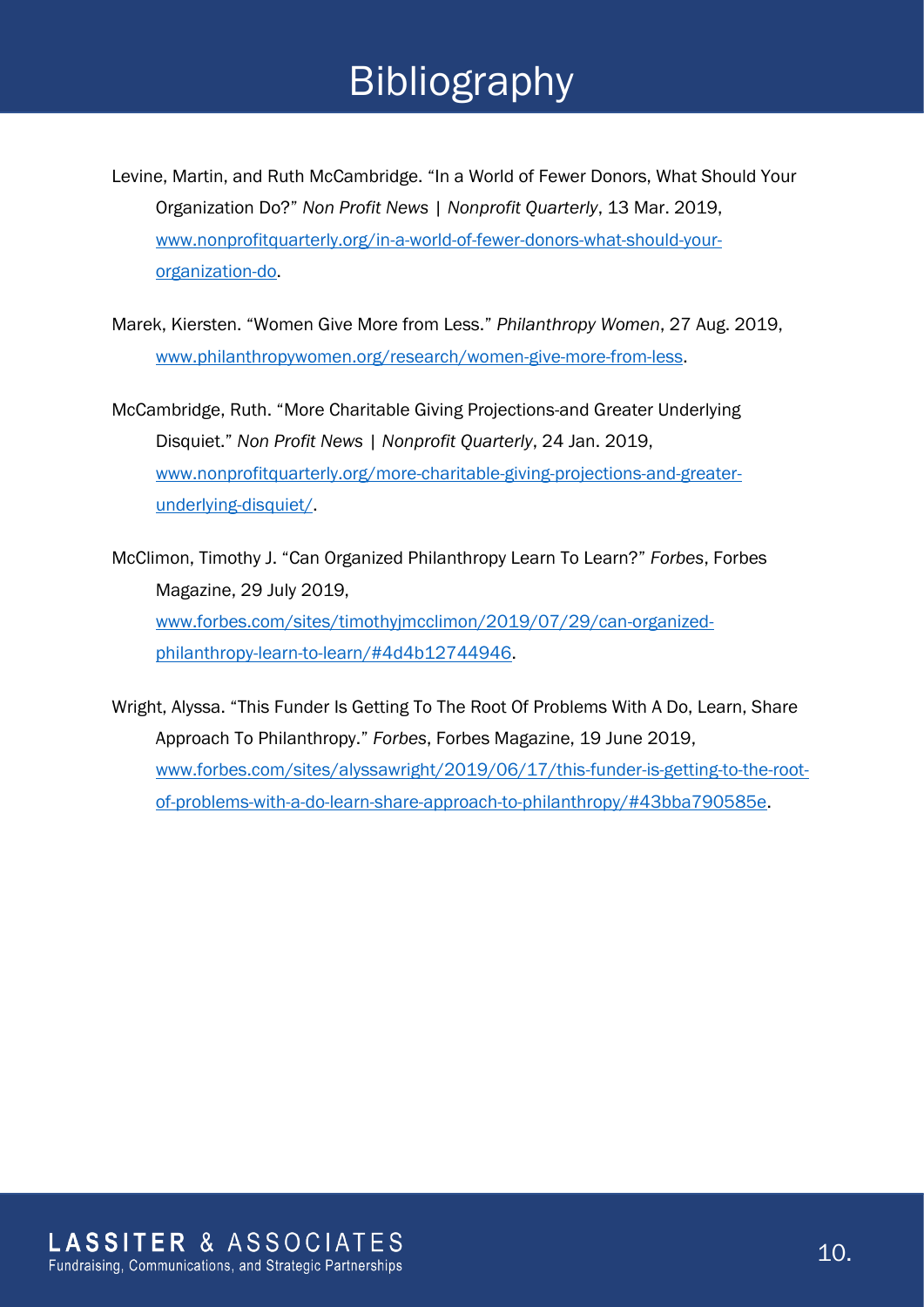# Bibliography

Levine, Martin, and Ruth McCambridge. "In a World of Fewer Donors, What Should Your Organization Do?" *Non Profit News | Nonprofit Quarterly*, 13 Mar. 2019, www.nonprofitquarterly.org/in-a-world-of-fewer-donors-what-should-your-organization-do.

Marek, Kiersten. "Women Give More from Less." *Philanthropy Women*, 27 Aug. 2019, www.philanthropywomen.org/research/women-give-more-from-less.

McCambridge, Ruth. "More Charitable Giving Projections-and Greater Underlying Disquiet." *Non Profit News | Nonprofit Quarterly*, 24 Jan. 2019, www.nonprofitquarterly.org/more-charitable-giving-projections-and-greater-underlying-disquiet/.

McClimon, Timothy J. "Can Organized Philanthropy Learn To Learn?" *Forbes*, Forbes Magazine, 29 July 2019, www.forbes.com/sites/timothyjmcclimon/2019/07/29/can-organized-philanthropy-learn-to-learn/#4d4b12744946.

Wright, Alyssa. "This Funder Is Getting To The Root Of Problems With A Do, Learn, Share Approach To Philanthropy." *Forbes*, Forbes Magazine, 19 June 2019, www.forbes.com/sites/alyssawright/2019/06/17/this-funder-is-getting-to-the-root-of-problems-with-a-do-learn-share-approach-to-philanthropy/#43bba790585e.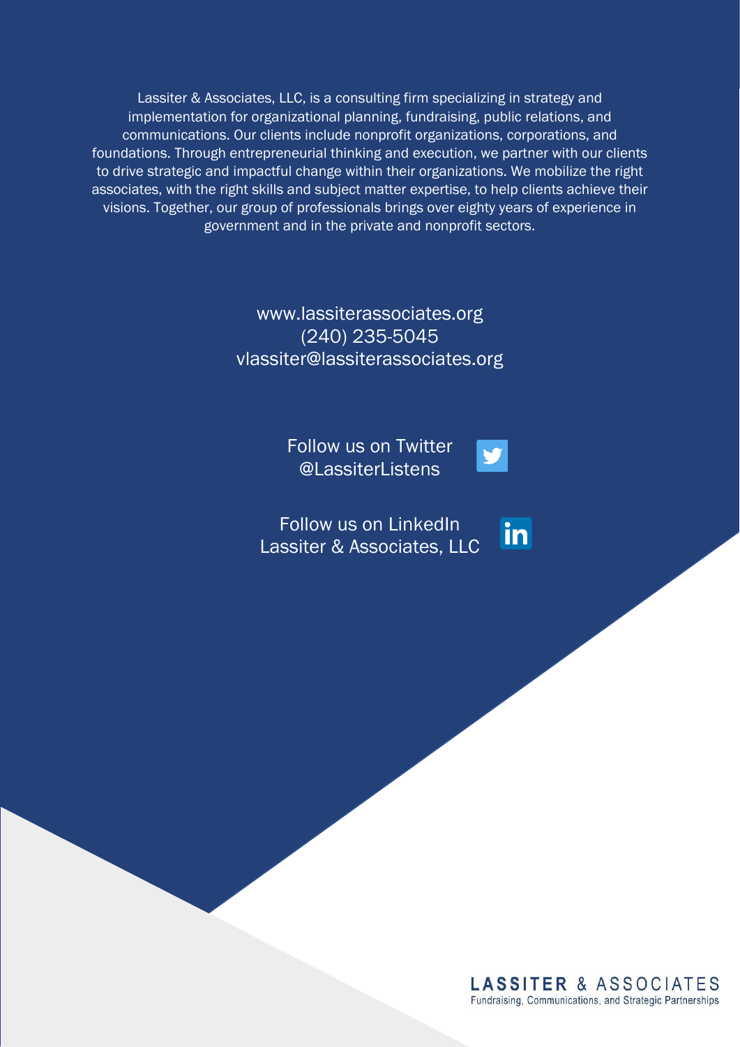Lassiter & Associates, LLC, is a consulting firm specializing in strategy and implementation for organizational planning, fundraising, public relations, and communications. Our clients include nonprofit organizations, corporations, and foundations. Through entrepreneurial thinking and execution, we partner with our clients to drive strategic and impactful change within their organizations. We mobilize the right associates, with the right skills and subject matter expertise, to help clients achieve their visions. Together, our group of professionals brings over eighty years of experience in government and in the private and nonprofit sectors.

www.lassiterassociates.org
(240) 235-5045
vlassiter@lassiterassociates.org

Follow us on Twitter
@LassiterListens

Follow us on LinkedIn
Lassiter & Associates, LLC

**LASSITER & ASSOCIATES**
Fundraising, Communications, and Strategic Partnerships